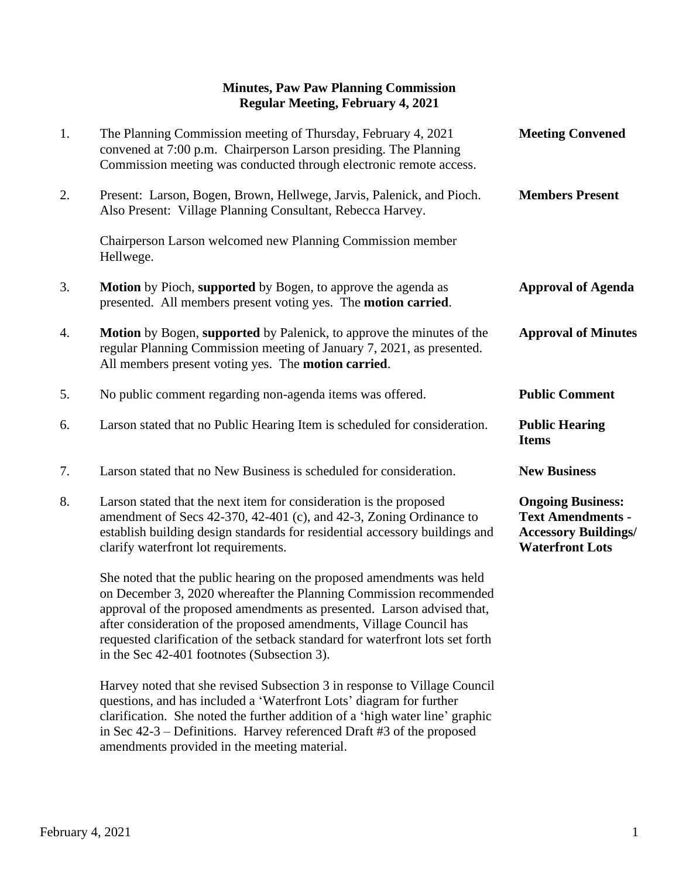**Minutes, Paw Paw Planning Commission**
**Regular Meeting, February 4, 2021**

1. The Planning Commission meeting of Thursday, February 4, 2021 convened at 7:00 p.m. Chairperson Larson presiding. The Planning Commission meeting was conducted through electronic remote access. — **Meeting Convened**

2. Present: Larson, Bogen, Brown, Hellwege, Jarvis, Palenick, and Pioch. Also Present: Village Planning Consultant, Rebecca Harvey. — **Members Present**

   Chairperson Larson welcomed new Planning Commission member Hellwege.

3. **Motion** by Pioch, **supported** by Bogen, to approve the agenda as presented. All members present voting yes. The **motion carried**. — **Approval of Agenda**

4. **Motion** by Bogen, **supported** by Palenick, to approve the minutes of the regular Planning Commission meeting of January 7, 2021, as presented. All members present voting yes. The **motion carried**. — **Approval of Minutes**

5. No public comment regarding non-agenda items was offered. — **Public Comment**

6. Larson stated that no Public Hearing Item is scheduled for consideration. — **Public Hearing Items**

7. Larson stated that no New Business is scheduled for consideration. — **New Business**

8. Larson stated that the next item for consideration is the proposed amendment of Secs 42-370, 42-401 (c), and 42-3, Zoning Ordinance to establish building design standards for residential accessory buildings and clarify waterfront lot requirements. — **Ongoing Business: Text Amendments - Accessory Buildings/ Waterfront Lots**

   She noted that the public hearing on the proposed amendments was held on December 3, 2020 whereafter the Planning Commission recommended approval of the proposed amendments as presented. Larson advised that, after consideration of the proposed amendments, Village Council has requested clarification of the setback standard for waterfront lots set forth in the Sec 42-401 footnotes (Subsection 3).

   Harvey noted that she revised Subsection 3 in response to Village Council questions, and has included a 'Waterfront Lots' diagram for further clarification. She noted the further addition of a 'high water line' graphic in Sec 42-3 – Definitions. Harvey referenced Draft #3 of the proposed amendments provided in the meeting material.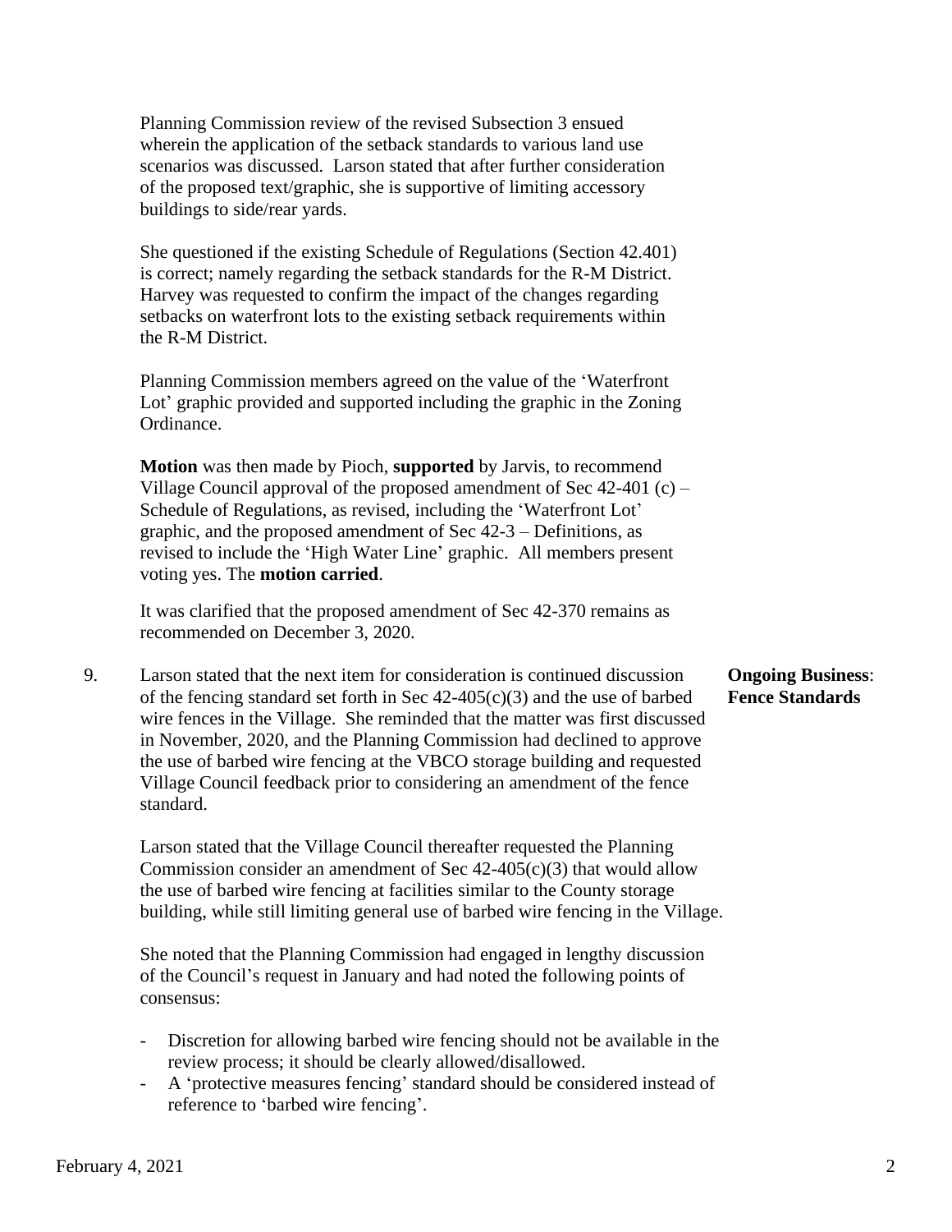Planning Commission review of the revised Subsection 3 ensued wherein the application of the setback standards to various land use scenarios was discussed. Larson stated that after further consideration of the proposed text/graphic, she is supportive of limiting accessory buildings to side/rear yards.

She questioned if the existing Schedule of Regulations (Section 42.401) is correct; namely regarding the setback standards for the R-M District. Harvey was requested to confirm the impact of the changes regarding setbacks on waterfront lots to the existing setback requirements within the R-M District.

Planning Commission members agreed on the value of the 'Waterfront Lot' graphic provided and supported including the graphic in the Zoning Ordinance.

**Motion** was then made by Pioch, **supported** by Jarvis, to recommend Village Council approval of the proposed amendment of Sec 42-401 (c) – Schedule of Regulations, as revised, including the 'Waterfront Lot' graphic, and the proposed amendment of Sec 42-3 – Definitions, as revised to include the 'High Water Line' graphic. All members present voting yes. The **motion carried**.

It was clarified that the proposed amendment of Sec 42-370 remains as recommended on December 3, 2020.

**Ongoing Business: Fence Standards**

9. Larson stated that the next item for consideration is continued discussion of the fencing standard set forth in Sec 42-405(c)(3) and the use of barbed wire fences in the Village. She reminded that the matter was first discussed in November, 2020, and the Planning Commission had declined to approve the use of barbed wire fencing at the VBCO storage building and requested Village Council feedback prior to considering an amendment of the fence standard.

   Larson stated that the Village Council thereafter requested the Planning Commission consider an amendment of Sec 42-405(c)(3) that would allow the use of barbed wire fencing at facilities similar to the County storage building, while still limiting general use of barbed wire fencing in the Village.

   She noted that the Planning Commission had engaged in lengthy discussion of the Council's request in January and had noted the following points of consensus:

   - Discretion for allowing barbed wire fencing should not be available in the review process; it should be clearly allowed/disallowed.
   - A 'protective measures fencing' standard should be considered instead of reference to 'barbed wire fencing'.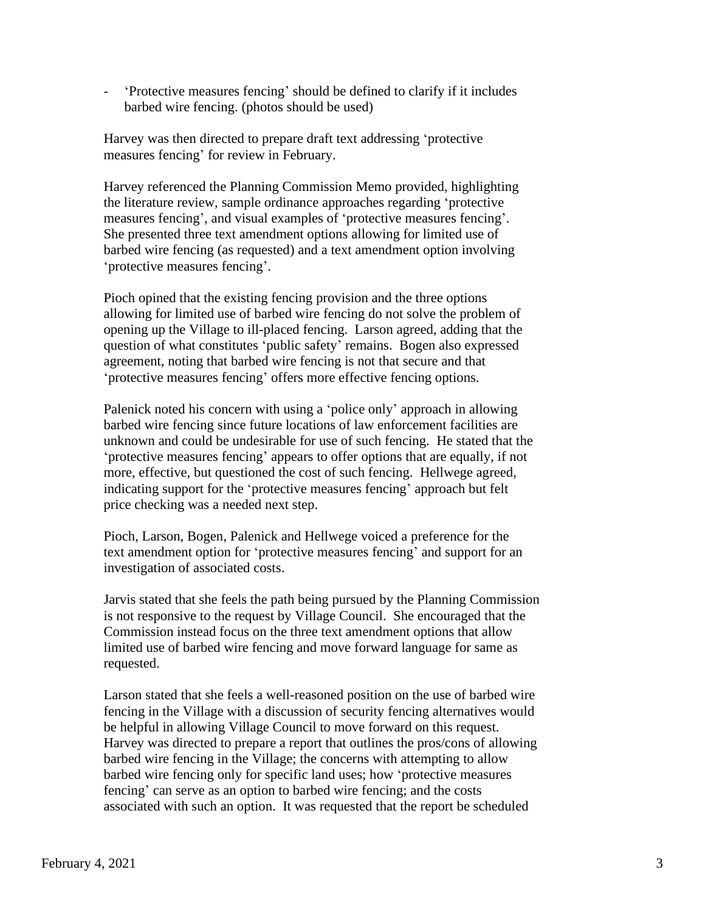- 'Protective measures fencing' should be defined to clarify if it includes barbed wire fencing. (photos should be used)

Harvey was then directed to prepare draft text addressing 'protective measures fencing' for review in February.

Harvey referenced the Planning Commission Memo provided, highlighting the literature review, sample ordinance approaches regarding 'protective measures fencing', and visual examples of 'protective measures fencing'. She presented three text amendment options allowing for limited use of barbed wire fencing (as requested) and a text amendment option involving 'protective measures fencing'.

Pioch opined that the existing fencing provision and the three options allowing for limited use of barbed wire fencing do not solve the problem of opening up the Village to ill-placed fencing. Larson agreed, adding that the question of what constitutes 'public safety' remains. Bogen also expressed agreement, noting that barbed wire fencing is not that secure and that 'protective measures fencing' offers more effective fencing options.

Palenick noted his concern with using a 'police only' approach in allowing barbed wire fencing since future locations of law enforcement facilities are unknown and could be undesirable for use of such fencing. He stated that the 'protective measures fencing' appears to offer options that are equally, if not more, effective, but questioned the cost of such fencing. Hellwege agreed, indicating support for the 'protective measures fencing' approach but felt price checking was a needed next step.

Pioch, Larson, Bogen, Palenick and Hellwege voiced a preference for the text amendment option for 'protective measures fencing' and support for an investigation of associated costs.

Jarvis stated that she feels the path being pursued by the Planning Commission is not responsive to the request by Village Council. She encouraged that the Commission instead focus on the three text amendment options that allow limited use of barbed wire fencing and move forward language for same as requested.

Larson stated that she feels a well-reasoned position on the use of barbed wire fencing in the Village with a discussion of security fencing alternatives would be helpful in allowing Village Council to move forward on this request. Harvey was directed to prepare a report that outlines the pros/cons of allowing barbed wire fencing in the Village; the concerns with attempting to allow barbed wire fencing only for specific land uses; how 'protective measures fencing' can serve as an option to barbed wire fencing; and the costs associated with such an option. It was requested that the report be scheduled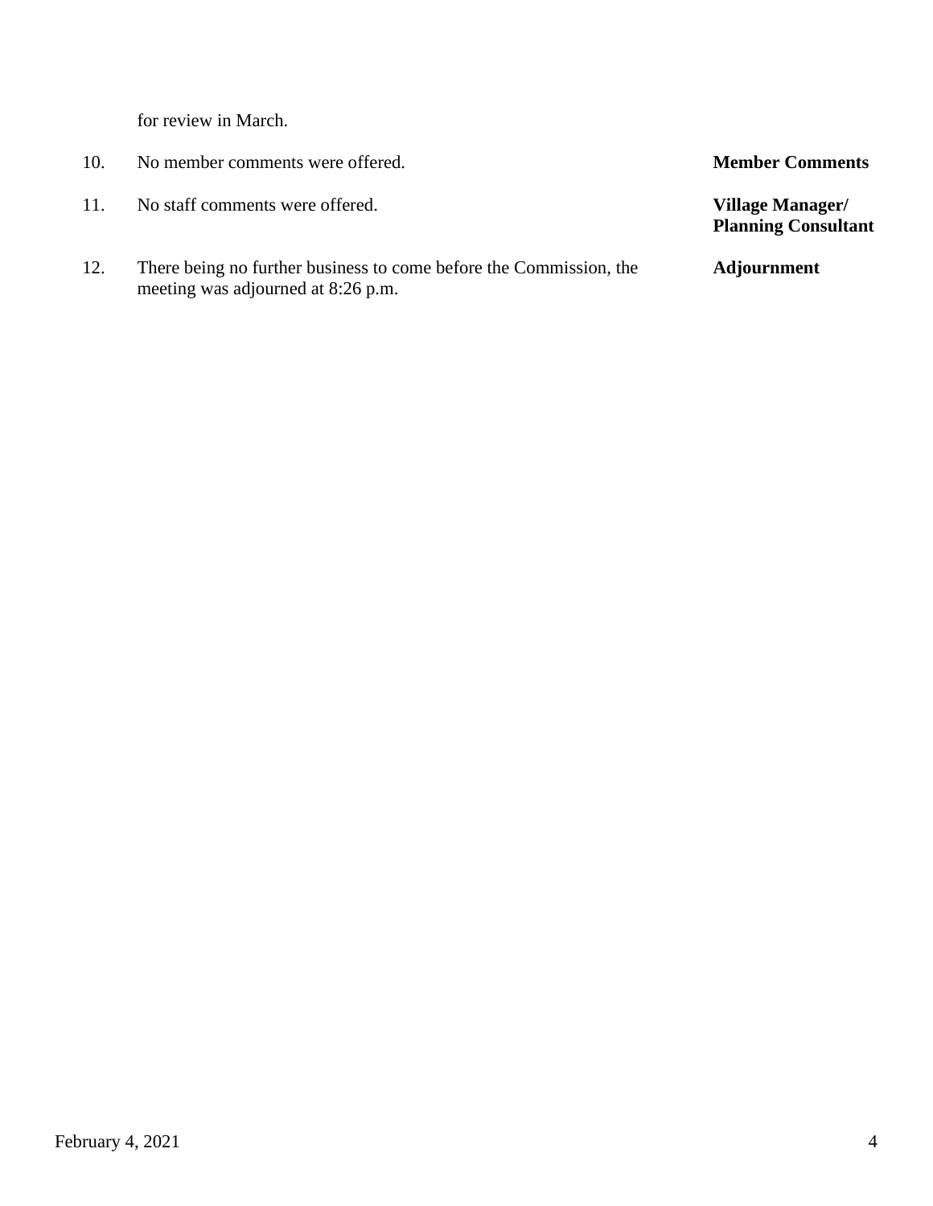for review in March.

| | | |
|---|---|---|
| 10. | No member comments were offered. | **Member Comments** |
| 11. | No staff comments were offered. | **Village Manager/ Planning Consultant** |
| 12. | There being no further business to come before the Commission, the meeting was adjourned at 8:26 p.m. | **Adjournment** |

February 4, 2021